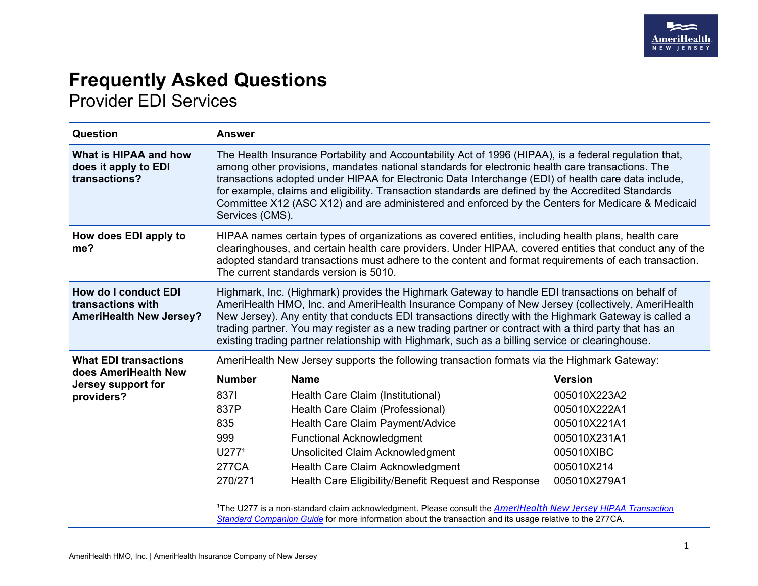# Frequently Asked Questions

## Provider EDI Services

| Question | Answer |
|---|---|
| **What is HIPAA and how does it apply to EDI transactions?** | The Health Insurance Portability and Accountability Act of 1996 (HIPAA), is a federal regulation that, among other provisions, mandates national standards for electronic health care transactions. The transactions adopted under HIPAA for Electronic Data Interchange (EDI) of health care data include, for example, claims and eligibility. Transaction standards are defined by the Accredited Standards Committee X12 (ASC X12) and are administered and enforced by the Centers for Medicare & Medicaid Services (CMS). |
| **How does EDI apply to me?** | HIPAA names certain types of organizations as covered entities, including health plans, health care clearinghouses, and certain health care providers. Under HIPAA, covered entities that conduct any of the adopted standard transactions must adhere to the content and format requirements of each transaction. The current standards version is 5010. |
| **How do I conduct EDI transactions with AmeriHealth New Jersey?** | Highmark, Inc. (Highmark) provides the Highmark Gateway to handle EDI transactions on behalf of AmeriHealth HMO, Inc. and AmeriHealth Insurance Company of New Jersey (collectively, AmeriHealth New Jersey). Any entity that conducts EDI transactions directly with the Highmark Gateway is called a trading partner. You may register as a new trading partner or contract with a third party that has an existing trading partner relationship with Highmark, such as a billing service or clearinghouse. |
| **What EDI transactions does AmeriHealth New Jersey support for providers?** | AmeriHealth New Jersey supports the following transaction formats via the Highmark Gateway: (see table below) |

| Number | Name | Version |
|---|---|---|
| 837I | Health Care Claim (Institutional) | 005010X223A2 |
| 837P | Health Care Claim (Professional) | 005010X222A1 |
| 835 | Health Care Claim Payment/Advice | 005010X221A1 |
| 999 | Functional Acknowledgment | 005010X231A1 |
| U277[1] | Unsolicited Claim Acknowledgment | 005010XIBC |
| 277CA | Health Care Claim Acknowledgment | 005010X214 |
| 270/271 | Health Care Eligibility/Benefit Request and Response | 005010X279A1 |

[1]The U277 is a non-standard claim acknowledgment. Please consult the *AmeriHealth New Jersey HIPAA Transaction Standard Companion Guide* for more information about the transaction and its usage relative to the 277CA.

AmeriHealth HMO, Inc. | AmeriHealth Insurance Company of New Jersey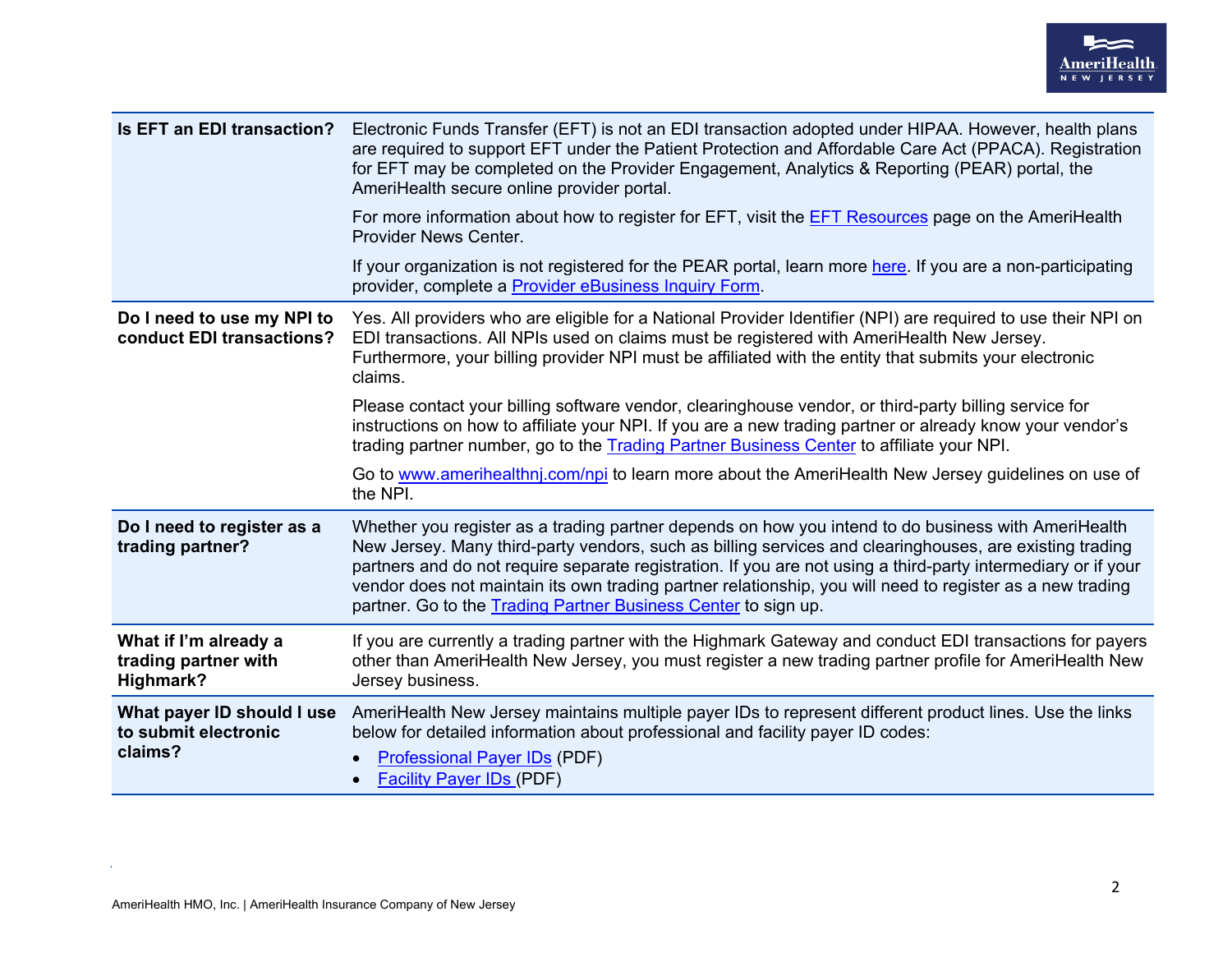| | |
|---|---|
| **Is EFT an EDI transaction?** | Electronic Funds Transfer (EFT) is not an EDI transaction adopted under HIPAA. However, health plans are required to support EFT under the Patient Protection and Affordable Care Act (PPACA). Registration for EFT may be completed on the Provider Engagement, Analytics & Reporting (PEAR) portal, the AmeriHealth secure online provider portal.<br><br>For more information about how to register for EFT, visit the [EFT Resources]() page on the AmeriHealth Provider News Center.<br><br>If your organization is not registered for the PEAR portal, learn more [here](). If you are a non-participating provider, complete a [Provider eBusiness Inquiry Form](). |
| **Do I need to use my NPI to conduct EDI transactions?** | Yes. All providers who are eligible for a National Provider Identifier (NPI) are required to use their NPI on EDI transactions. All NPIs used on claims must be registered with AmeriHealth New Jersey. Furthermore, your billing provider NPI must be affiliated with the entity that submits your electronic claims.<br><br>Please contact your billing software vendor, clearinghouse vendor, or third-party billing service for instructions on how to affiliate your NPI. If you are a new trading partner or already know your vendor's trading partner number, go to the [Trading Partner Business Center]() to affiliate your NPI.<br><br>Go to [www.amerihealthnj.com/npi]() to learn more about the AmeriHealth New Jersey guidelines on use of the NPI. |
| **Do I need to register as a trading partner?** | Whether you register as a trading partner depends on how you intend to do business with AmeriHealth New Jersey. Many third-party vendors, such as billing services and clearinghouses, are existing trading partners and do not require separate registration. If you are not using a third-party intermediary or if your vendor does not maintain its own trading partner relationship, you will need to register as a new trading partner. Go to the [Trading Partner Business Center]() to sign up. |
| **What if I'm already a trading partner with Highmark?** | If you are currently a trading partner with the Highmark Gateway and conduct EDI transactions for payers other than AmeriHealth New Jersey, you must register a new trading partner profile for AmeriHealth New Jersey business. |
| **What payer ID should I use to submit electronic claims?** | AmeriHealth New Jersey maintains multiple payer IDs to represent different product lines. Use the links below for detailed information about professional and facility payer ID codes:<br>• [Professional Payer IDs]() (PDF)<br>• [Facility Payer IDs]() (PDF) |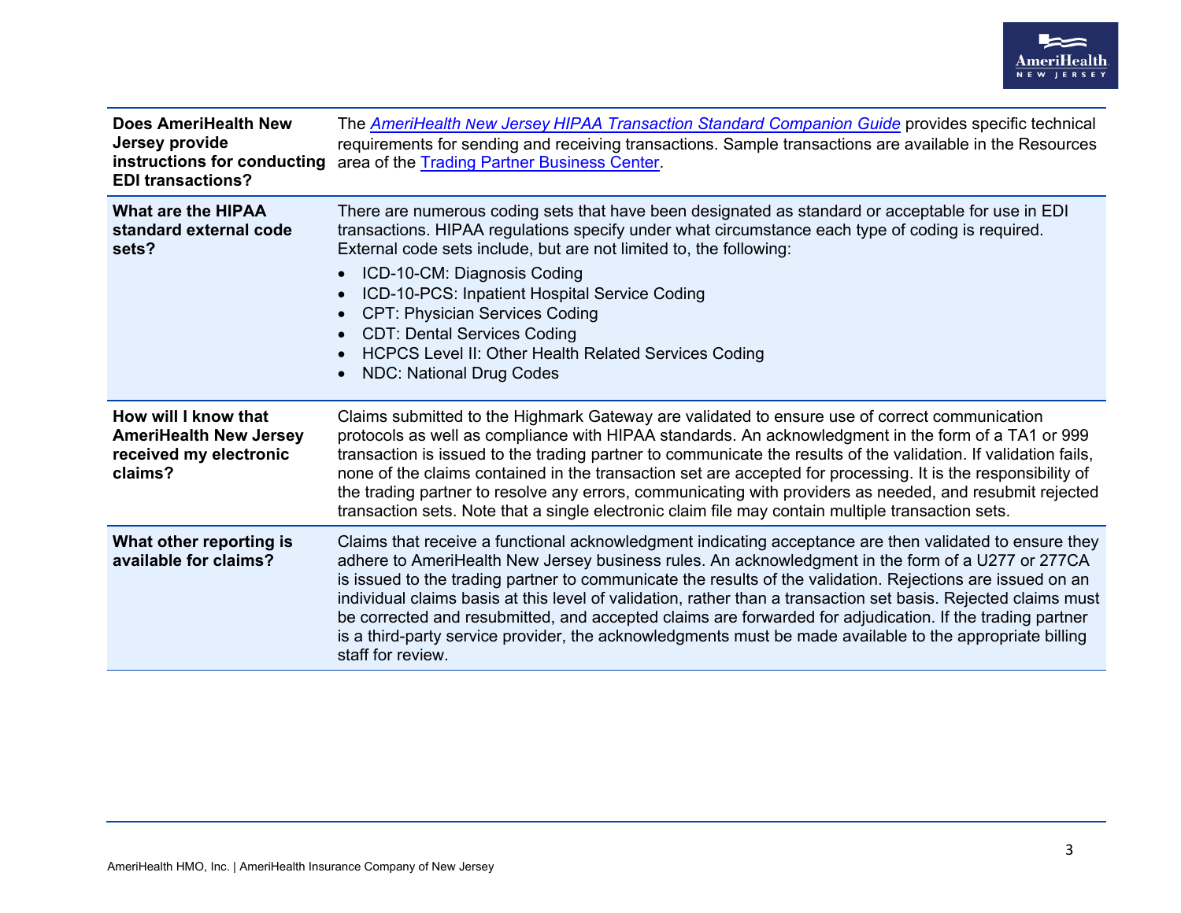| | |
|---|---|
| **Does AmeriHealth New Jersey provide instructions for conducting EDI transactions?** | The *AmeriHealth New Jersey HIPAA Transaction Standard Companion Guide* provides specific technical requirements for sending and receiving transactions. Sample transactions are available in the Resources area of the Trading Partner Business Center. |
| **What are the HIPAA standard external code sets?** | There are numerous coding sets that have been designated as standard or acceptable for use in EDI transactions. HIPAA regulations specify under what circumstance each type of coding is required. External code sets include, but are not limited to, the following:<br>• ICD-10-CM: Diagnosis Coding<br>• ICD-10-PCS: Inpatient Hospital Service Coding<br>• CPT: Physician Services Coding<br>• CDT: Dental Services Coding<br>• HCPCS Level II: Other Health Related Services Coding<br>• NDC: National Drug Codes |
| **How will I know that AmeriHealth New Jersey received my electronic claims?** | Claims submitted to the Highmark Gateway are validated to ensure use of correct communication protocols as well as compliance with HIPAA standards. An acknowledgment in the form of a TA1 or 999 transaction is issued to the trading partner to communicate the results of the validation. If validation fails, none of the claims contained in the transaction set are accepted for processing. It is the responsibility of the trading partner to resolve any errors, communicating with providers as needed, and resubmit rejected transaction sets. Note that a single electronic claim file may contain multiple transaction sets. |
| **What other reporting is available for claims?** | Claims that receive a functional acknowledgment indicating acceptance are then validated to ensure they adhere to AmeriHealth New Jersey business rules. An acknowledgment in the form of a U277 or 277CA is issued to the trading partner to communicate the results of the validation. Rejections are issued on an individual claims basis at this level of validation, rather than a transaction set basis. Rejected claims must be corrected and resubmitted, and accepted claims are forwarded for adjudication. If the trading partner is a third-party service provider, the acknowledgments must be made available to the appropriate billing staff for review. |

AmeriHealth HMO, Inc. | AmeriHealth Insurance Company of New Jersey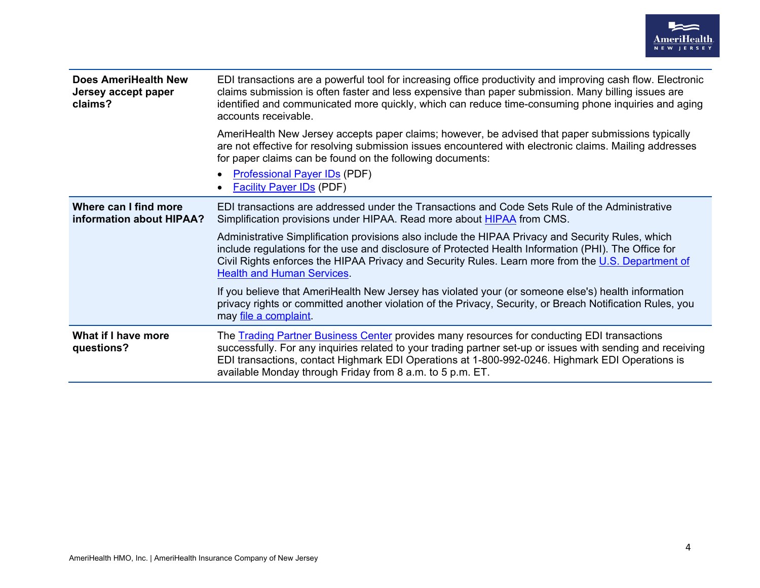| | |
|---|---|
| **Does AmeriHealth New Jersey accept paper claims?** | EDI transactions are a powerful tool for increasing office productivity and improving cash flow. Electronic claims submission is often faster and less expensive than paper submission. Many billing issues are identified and communicated more quickly, which can reduce time-consuming phone inquiries and aging accounts receivable.<br><br>AmeriHealth New Jersey accepts paper claims; however, be advised that paper submissions typically are not effective for resolving submission issues encountered with electronic claims. Mailing addresses for paper claims can be found on the following documents:<br>• Professional Payer IDs (PDF)<br>• Facility Payer IDs (PDF) |
| **Where can I find more information about HIPAA?** | EDI transactions are addressed under the Transactions and Code Sets Rule of the Administrative Simplification provisions under HIPAA. Read more about HIPAA from CMS.<br><br>Administrative Simplification provisions also include the HIPAA Privacy and Security Rules, which include regulations for the use and disclosure of Protected Health Information (PHI). The Office for Civil Rights enforces the HIPAA Privacy and Security Rules. Learn more from the U.S. Department of Health and Human Services.<br><br>If you believe that AmeriHealth New Jersey has violated your (or someone else's) health information privacy rights or committed another violation of the Privacy, Security, or Breach Notification Rules, you may file a complaint. |
| **What if I have more questions?** | The Trading Partner Business Center provides many resources for conducting EDI transactions successfully. For any inquiries related to your trading partner set-up or issues with sending and receiving EDI transactions, contact Highmark EDI Operations at 1-800-992-0246. Highmark EDI Operations is available Monday through Friday from 8 a.m. to 5 p.m. ET. |

AmeriHealth HMO, Inc. | AmeriHealth Insurance Company of New Jersey